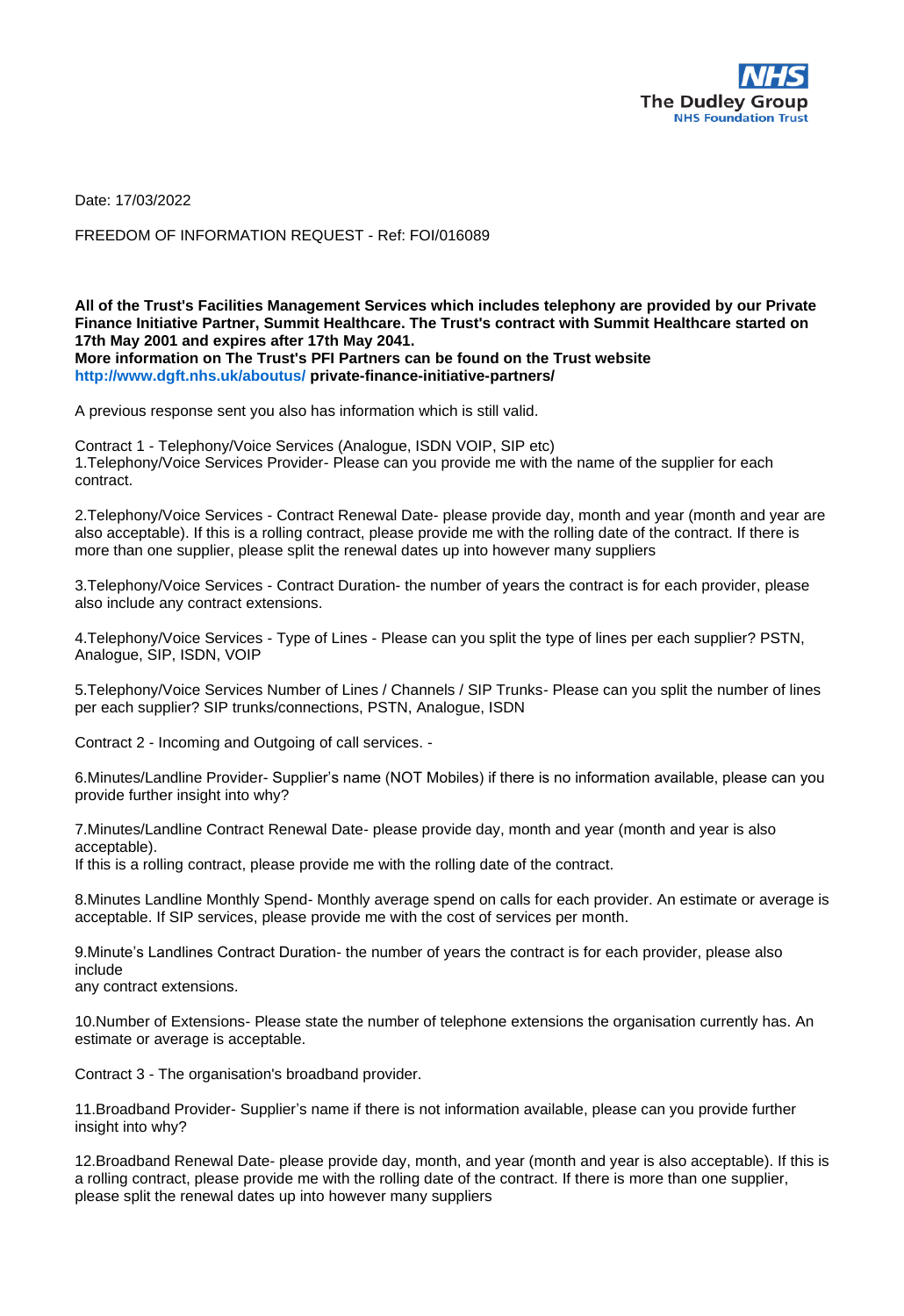Date: 17/03/2022

FREEDOM OF INFORMATION REQUEST - Ref: FOI/016089

**All of the Trust's Facilities Management Services which includes telephony are provided by our Private Finance Initiative Partner, Summit Healthcare. The Trust's contract with Summit Healthcare started on 17th May 2001 and expires after 17th May 2041.**
**More information on The Trust's PFI Partners can be found on the Trust website http://www.dgft.nhs.uk/aboutus/ private-finance-initiative-partners/**

A previous response sent you also has information which is still valid.

Contract 1 - Telephony/Voice Services (Analogue, ISDN VOIP, SIP etc)
1.Telephony/Voice Services Provider- Please can you provide me with the name of the supplier for each contract.

2.Telephony/Voice Services - Contract Renewal Date- please provide day, month and year (month and year are also acceptable). If this is a rolling contract, please provide me with the rolling date of the contract. If there is more than one supplier, please split the renewal dates up into however many suppliers

3.Telephony/Voice Services - Contract Duration- the number of years the contract is for each provider, please also include any contract extensions.

4.Telephony/Voice Services - Type of Lines - Please can you split the type of lines per each supplier? PSTN, Analogue, SIP, ISDN, VOIP

5.Telephony/Voice Services Number of Lines / Channels / SIP Trunks- Please can you split the number of lines per each supplier? SIP trunks/connections, PSTN, Analogue, ISDN

Contract 2 - Incoming and Outgoing of call services. -

6.Minutes/Landline Provider- Supplier's name (NOT Mobiles) if there is no information available, please can you provide further insight into why?

7.Minutes/Landline Contract Renewal Date- please provide day, month and year (month and year is also acceptable).
If this is a rolling contract, please provide me with the rolling date of the contract.

8.Minutes Landline Monthly Spend- Monthly average spend on calls for each provider. An estimate or average is acceptable. If SIP services, please provide me with the cost of services per month.

9.Minute's Landlines Contract Duration- the number of years the contract is for each provider, please also include
any contract extensions.

10.Number of Extensions- Please state the number of telephone extensions the organisation currently has. An estimate or average is acceptable.

Contract 3 - The organisation's broadband provider.

11.Broadband Provider- Supplier's name if there is not information available, please can you provide further insight into why?

12.Broadband Renewal Date- please provide day, month, and year (month and year is also acceptable). If this is a rolling contract, please provide me with the rolling date of the contract. If there is more than one supplier, please split the renewal dates up into however many suppliers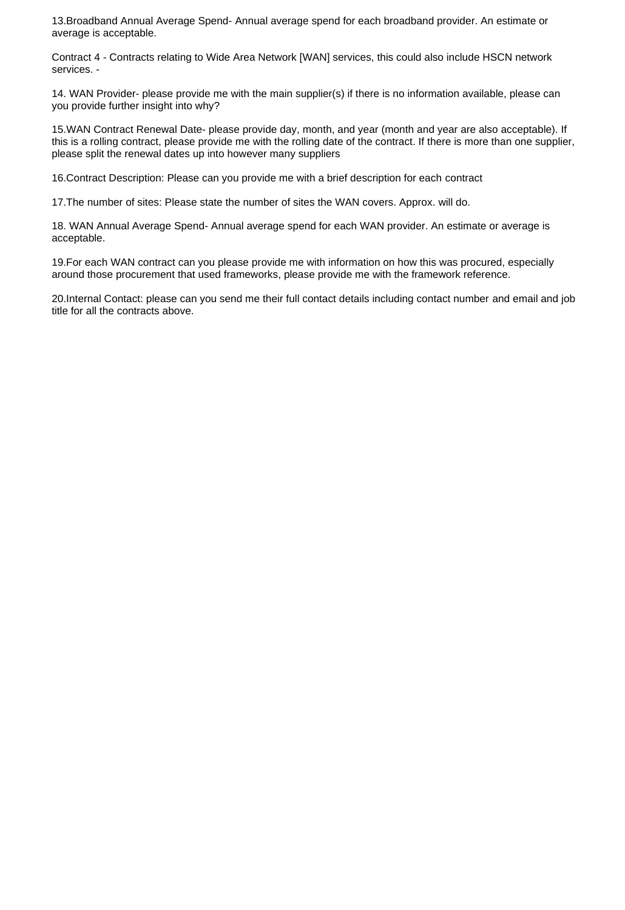13.Broadband Annual Average Spend- Annual average spend for each broadband provider. An estimate or average is acceptable.

Contract 4 - Contracts relating to Wide Area Network [WAN] services, this could also include HSCN network services. -

14. WAN Provider- please provide me with the main supplier(s) if there is no information available, please can you provide further insight into why?

15.WAN Contract Renewal Date- please provide day, month, and year (month and year are also acceptable). If this is a rolling contract, please provide me with the rolling date of the contract. If there is more than one supplier, please split the renewal dates up into however many suppliers

16.Contract Description: Please can you provide me with a brief description for each contract

17.The number of sites: Please state the number of sites the WAN covers. Approx. will do.

18. WAN Annual Average Spend- Annual average spend for each WAN provider. An estimate or average is acceptable.

19.For each WAN contract can you please provide me with information on how this was procured, especially around those procurement that used frameworks, please provide me with the framework reference.

20.Internal Contact: please can you send me their full contact details including contact number and email and job title for all the contracts above.